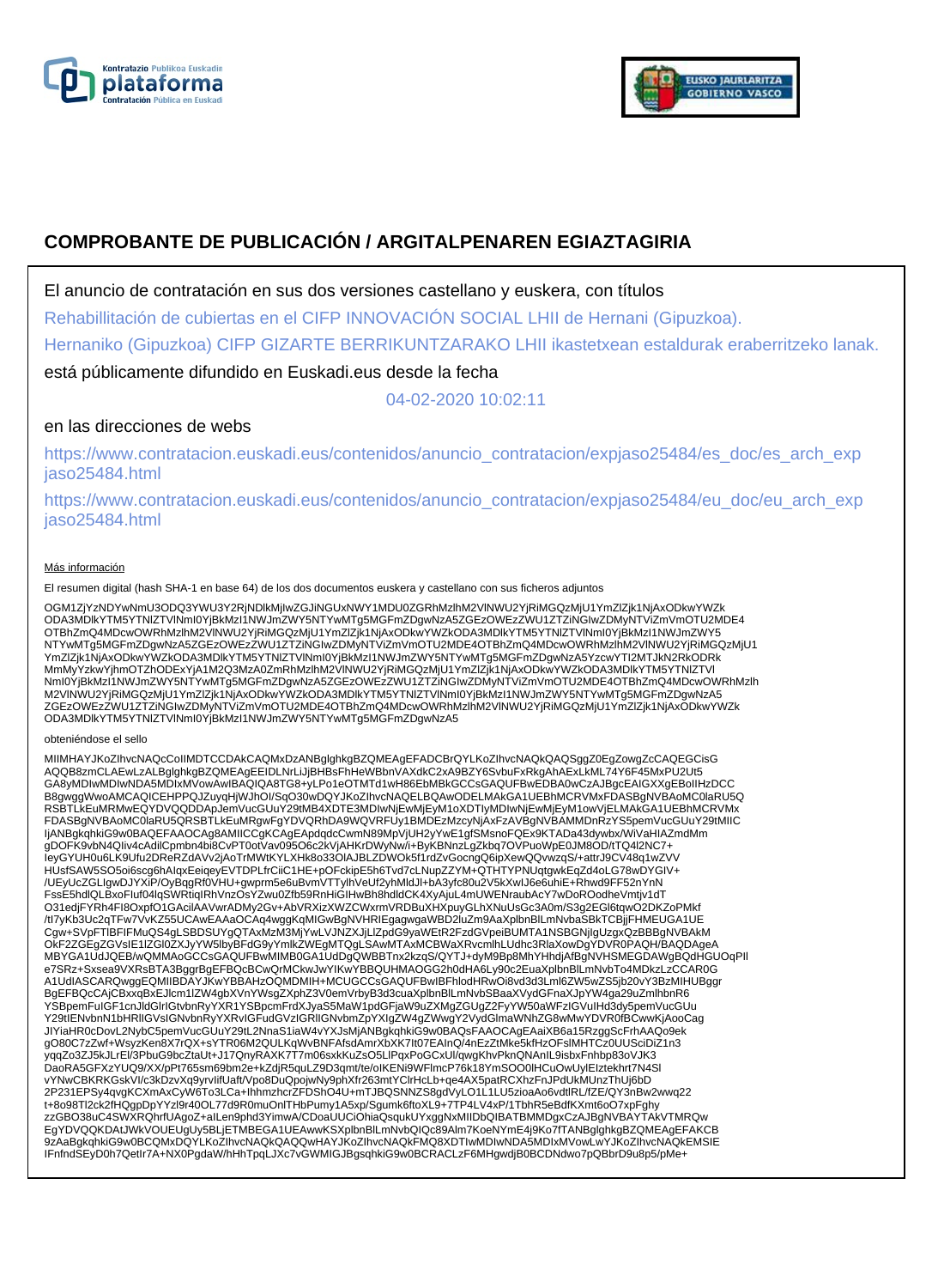# COMPROBANTE DE PUBLICACIÓN / ARGITALPENAREN EGIAZTAGIRIA

El anuncio de contratación en sus dos versiones castellano y euskera, con títulos

Rehabillitación de cubiertas en el CIFP INNOVACIÓN SOCIAL LHII de Hernani (Gipuzkoa).

Hernaniko (Gipuzkoa) CIFP GIZARTE BERRIKUNTZARAKO LHII ikastetxean estaldurak eraberritzeko lanak.

está públicamente difundido en Euskadi.eus desde la fecha

04-02-2020 10:02:11

en las direcciones de webs

https://www.contratacion.euskadi.eus/contenidos/anuncio_contratacion/expjaso25484/es_doc/es_arch_expjaso25484.html

https://www.contratacion.euskadi.eus/contenidos/anuncio_contratacion/expjaso25484/eu_doc/eu_arch_expjaso25484.html

Más información

El resumen digital (hash SHA-1 en base 64) de los dos documentos euskera y castellano con sus ficheros adjuntos

OGM1ZjYzNDYwNmU3ODQ3YWU3Y2RjNDlkMjlwZGJiNGUxNWY1MDU0ZGRhMzlhM2VlNWU2YjRiMGQzMjU1YmZlZjk1NjAxODkwYWZkODA3MDlkYTM5YTNlZTVlNmI0YjBkMzI1NWJmZWY5NTYwMTg5MGFmZDgwNzA5ZGEzOWEzZWU1ZTZiNGIwZDMyNTViZmVmOTU2MDE4OTBhZmQ4MDcwOWRhMzlhM2VlNWU2YjRiMGQzMjU1YmZlZjk1NjAxODkwYWZkODA3MDlkYTM5YTNlZTVlNmI0YjBkMzI1NWJmZWY5NTYwMTg5MGFmZDgwNzA5ZGEzOWEzZWU1ZTZiNGIwZDMyNTViZmVmOTU2MDE4OTBhZmQ4MDcwOWRhMzlhM2VlNWU2YjRiMGQzMjU1YmZlZjk1NjAxODkwYWZkODA3MDlkYTM5YTNlZTVlNmI0YjBkMzI1NWJmZWY5NTYwMTg5MGFmZDgwNzA5YzcwYTI2MTJkN2RkODRkMmMyYzkwYjhmOTZhODExYjA1M2Q3MzA0ZmRhMzlhM2VlNWU2YjRiMGQzMjU1YmZlZjk1NjAxODkwYWZkODA3MDlkYTM5YTNlZTVlNmI0YjBkMzI1NWJmZWY5NTYwMTg5MGFmZDgwNzA5ZGEzOWEzZWU1ZTZiNGIwZDMyNTViZmVmOTU2MDE4OTBhZmQ4MDcwOWRhMzlhM2VlNWU2YjRiMGQzMjU1YmZlZjk1NjAxODkwYWZkODA3MDlkYTM5YTNlZTVlNmI0YjBkMzI1NWJmZWY5NTYwMTg5MGFmZDgwNzA5ZGEzOWEzZWU1ZTZiNGIwZDMyNTViZmVmOTU2MDE4OTBhZmQ4MDcwOWRhMzlhM2VlNWU2YjRiMGQzMjU1YmZlZjk1NjAxODkwYWZkODA3MDlkYTM5YTNlZTVlNmI0YjBkMzI1NWJmZWY5NTYwMTg5MGFmZDgwNzA5

obteniéndose el sello

MIIMHAYJKoZIhvcNAQcCoIIMDTCCDAkCAQMxDzANBglghkgBZQMEAgEFADCBrQYLKoZIhvcNAQkQAQSggZ0EgZowgZcCAQEGCisGAQQB8zmCLAEwLzALBglghkgBZQMEAgEEIDLNrLiJjBHBsFhHeWBbnVAXdkC2xA9BZY6SvbuFxRkgAhAExLkML74Y6F45MxPU2Ut5GA8yMDIwMDIwNDA5MDIxMVowAwIBAQIQA8TG8+yLPo1eOTMTd1wH86EbMBkGCCsGAQUFBwEDBA0wCzAJBgcEAIGXXgEBoIIHzDCCB8gwggWwoAMCAQICEHPPQJZuyqHjWJhOI/SqO30wDQYJKoZIhvcNAQELBQAwODELMAkGA1UEBhMCRVMxFDASBgNVBAoMC0laRU5QRSBTLkEuMRMwEQYDVQQDDApJemVucGUuY29tMB4XDTE3MDIwNjEwMjEyM1oXDTIyMDIwNjEwMjEyM1owVjELMAkGA1UEBhMCRVMxFDASBgNVBAoMC0laRU5QRSBTLkEuMRgwFgYDVQRhDA9WQVRFUy1BMDEzMzcyNjAxFzAVBgNVBAMMDnRzYS5pemVucGUuY29tMIICIjANBgkqhkiG9w0BAQEFAAOCAg8AMIICCgKCAgEApdqdcCwmN89MpVjUH2yYwE1gfSMsnoFQEx9KTADa43dywbx/WiVaHIAZmdMmgDOFK9vbN4QIiv4cAdilCpmbn4bi8CvPT0otVav095O6c2kVjAHKrDWyNw/i+ByKBNnzLgZkbq7OVPuoWpE0JM8OD/tTQ4l2NC7+IeyGYUH0u6LK9Ufu2DReRZdAVv2jAoTrMWtKYLXHk8o33OIAJBLZDWOk5f1rdZvGocngQ6ipXewQQvwzqS/+attrJ9CV48q1wZVVHUsfSAW5SO5oi6scg6hAIqxEeiqeyEVTDPLfrCiiC1HE+pOFckipE5h6Tvd7cLNupZZYM+QTHTYPNUqtgwkEqZd4oLG78wDYGIV+/UEyUcZGLIgwDJYXiP/OyBqgRf0VHU+gwprm5e6uBvmVTTylhVeUf2yhMldJl+bA3yfc80u2V5kXwlJ6e6uhiE+Rhwd9FF52nYnNFssE5hdlQLBxoFluf04lqSWRtiqIRhVnzOsYZwu0Zfb59RnHiGIHwBh8hdldCK4XyAjuL4mUWENraubAcY7wDoROodheVmtjv1dTO31edjFYRh4FI8OxpfO1GAciIAAVwrADMy2Gv+AbVRXizXWZCWxrmVRDBuXHXpuyGLhXNuUsGc3A0m/S3g2EGl6tqwO2DKZoPMkf/tI7yKb3Uc2qTFw7VvKZ55UCAwEAAaOCAq4wggKqMIGwBgNVHRIEgagwgaWBD2luZm9AaXplbnBlLmNvbaSBkTCBjjFHMEUGA1UECgw+SVpFTlBFIFMuQS4gLSBDSUYgQTAxMzM3MjYwLVJNZXJjLlZpdG9yaWEtR2FzdGVpeiBUMTA1NSBGNjlgUzgxQzBBBgNVBAkMOkF2ZGEgZGVsIE1lZGl0ZXJyYW5lbyBFdG9yYmlkZWEgMTQgLSAwMTAxMCBWaXRvcmlhLUdhc3RlaXowDgYDVR0PAQH/BAQDAgeAMBYGA1UdJQEB/wQMMAoGCCsGAQUFBwMIMB0GA1UdDgQWBBTnx2kzqS/QYTJ+dyM9Bp8MhYHhdjAfBgNVHSMEGDAWgBQdHGUOqPIle7SRz+Sxsea9VXRsBTA3BggrBgEFBQcBCwQrMCkwJwYIKwYBBQUHMAOGG2h0dHA6Ly90c2EuaXplbnBlLmNvbTo4MDkzLzCCAR0GA1UdIASCARQwggEQMIIBDAYJKwYBBAHzOQMDMIH+MCUGCCsGAQUFBwIBFhlodHRwOi8vd3d3Lml6ZW5wZS5jb20vY3BzMIHUBggrBgEFBQcCAjCBxxqBxEJlcm1lZW4gbXVnYWsgZXphZ3V0emVrbyB3d3cuaXplbnBlLmNvbSBaaXVydGFnaXJpYW4ga29uZmlhbnR6YSBpemFuIGF1cnJldGlrIGtvbnRyYXR1YSBpcmFrdXJyaS5MaW1pdGFjaW9uZXMgZGUgZ2FyYW50aWFzIGVuIHd3dy5pemVucGUuY29tIENvbnN1bHRlIGVsIGNvbnRyYXRvIGFudGVzIGRlIGNvbmZpYXIgZW4gZWwgY2VydGlmaWNhZG8wMwYDVR0fBCwwKjAooCagJIYiaHR0cDovL2NybC5pemVucGUuY29tL2NnaS1iaW4vYXJsMjANBgkqhkiG9w0BAQsFAAOCAgEAaiXB6a15RzggScFrhAAQo9ekgO80C7zZwf+WsyzKen8X7rQX+sYTR06M2QULKqWvBNFAfsdAmrXbXK7It07EAInQ/4nEzZtMke5kfHzOFsIMHTCz0UUSciDiZ1n3yqqZo3ZJ5kJLrEl/3PbuG9bcZtaUt+J17QnyRAXK7T7m06sxkKuZsO5LlPqxPoGCxUl/qwgKhvPknQNAnIL9isbxFnhbp83oVJK3DaoRA5GFXzYUQ9/XX/pPt765sm69bm2e+kZdjR5quLZ9D3qmt/te/oIKENi9WFlmcP76k18YmSOO0lHCuOwUylEIztekhrt7N4SIvYNwCBKRKGskVI/c3kDzvXq9yrvlifUaft/Vpo8DuQpojwNy9phXfr263mtYClrHcLb+qe4AX5patRCXhzFnJPdUkMUnzThUj6bD2P231EPSy4qvgKCXmAxCyW6To3LCa+IhhmzhcrZFDShO4U+mTJBQSNNZS8gdVyLO1L1LU5zioaAo6vdtlRL/fZE/QY3nBw2wwq22t+8o98Tl2ck2fHQgpDpYYzl9r40OL77d9R0muOnlTHbPumy1A5xp/Sgumk6ftoXL9+7TP4LV4xP/1TbhR5eBdfKXmt6oO7xpFghyzzGBO38uC4SWXRQhrfUAgoZ+alLen9phd3YimwA/CDoaUUCiOhiaQsqukUYxggNxMIIDbQIBATBMMDgxCzAJBgNVBAYTAkVTMRQwEgYDVQQKDAtJWkVOUEUgUy5BLjETMBEGA1UEAwwKSXplbnBlLmNvbQIQc89Alm7KoeNYmE4j9Ko7fTANBglghkgBZQMEAgEFAKCB9zAaBgkqhkiG9w0BCQMxDQYLKoZIhvcNAQkQAQQwHAYJKoZIhvcNAQkFMQ8XDTIwMDIwNDA5MDIxMVowLwYJKoZIhvcNAQkEMSIEIFnfndSEyD0h7QetIr7A+NX0PgdaW/hHhTpqLJXc7vGWMIGJBgsqhkiG9w0BCRACLzF6MHgwdjB0BCDNdwo7pQBbrD9u8p5/pMe+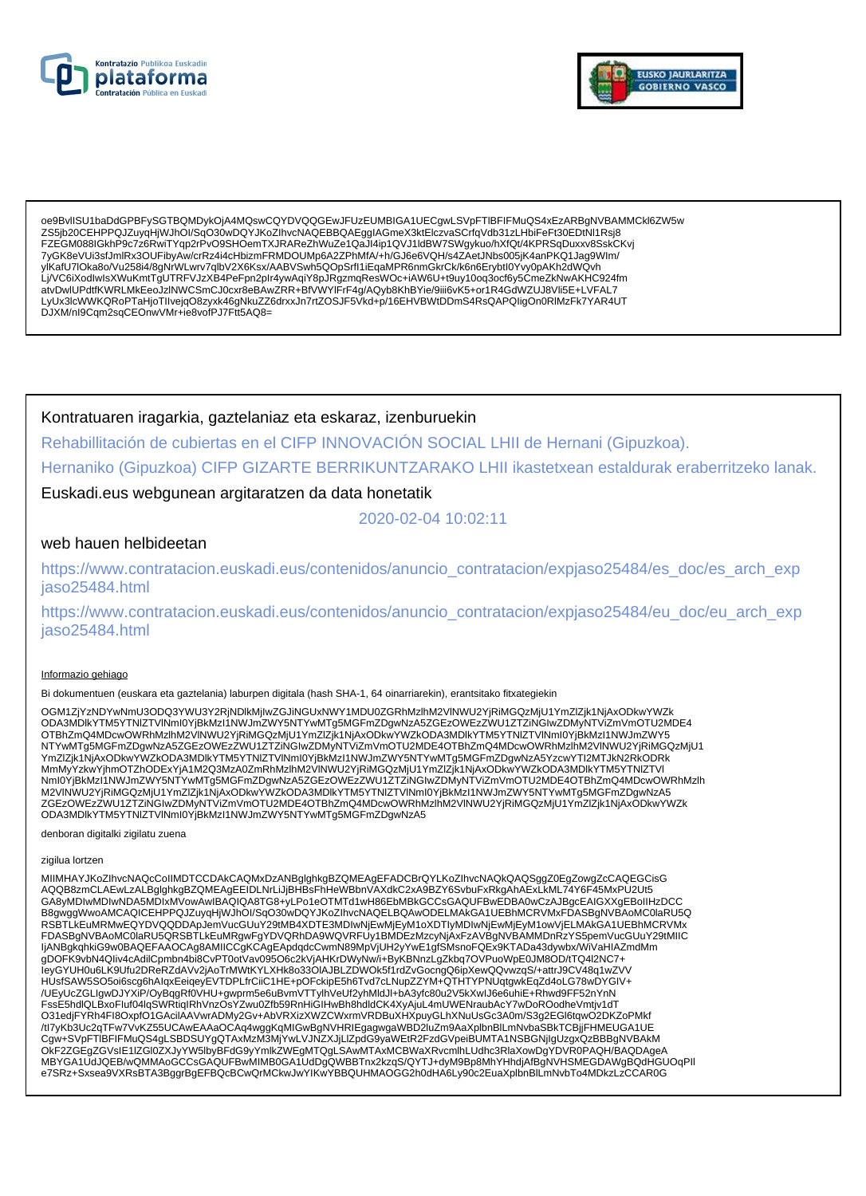oe9BvlISU1baDdGPBFySGTBQMDykOjA4MQswCQYDVQQGEwJFUzEUMBIGA1UECgwLSVpFTlBFIFMuQS4xEzARBgNVBAMMCkl6ZW5w
ZS5jb20CEHPPQJZuyqHjWJhOI/SqO30wDQYJKoZIhvcNAQEBBQAEggIAGmeX3ktElczvaSCrfqVdb31zLHbiFeFt30EDtNl1Rsj8
FZEGM088IGkhP9c7z6RwiTYqp2rPvO9SHOemTXJRAReZhWuZe1QaJl4ip1QVJ1ldBW7SWgykuo/hXfQt/4KPRSqDuxxv8SskCKvj
7yGK8eVUi3sfJmlRx3OUFibyAw/crRz4i4cHbizmFRMDOUMp6A2ZPhMfA/+h/GJ6e6VQH/s4ZAetJNbs005jK4anPKQ1Jag9WIm/
ylKafU7lOka8o/Vu258i4/8gNrWLwrv7qlbV2X6Ksx/AABVSwh5QOpSrfI1iEqaMPR6nmGkrCk/k6n6ErybtI0Yvy0pAKh2dWQvh
Lj/VC6iXodlwIsXWuKmtTgUTRFVJzXB4PeFpn2plr4ywAqiY8pJRgzmqResWOc+iAW6U+t9uy10oq3ocf6y5CmeZkNwAKHC924fm
atvDwlUPdtfKWRLMkEeoJzlNWCSmCJ0cxr8eBAwZRR+BfVWYlFrF4g/AQyb8KhBYie/9iii6vK5+or1R4GdWZUJ8Vli5E+LVFAL7
LyUx3lcWWKQRoPTaHjoTIlvejqO8zyxk46gNkuZZ6drxxJn7rtZOSJF5Vkd+p/16EHVBWtDDmS4RsQAPQligOn0RlMzFk7YAR4UT
DJXM/nI9Cqm2sqCEOnwVMr+ie8vofPJ7Ftt5AQ8=

Kontratuaren iragarkia, gaztelaniaz eta eskaraz, izenburuekin

Rehabillitación de cubiertas en el CIFP INNOVACIÓN SOCIAL LHII de Hernani (Gipuzkoa).

Hernaniko (Gipuzkoa) CIFP GIZARTE BERRIKUNTZARAKO LHII ikastetxean estaldurak eraberritzeko lanak.

Euskadi.eus webgunean argitaratzen da data honetatik

2020-02-04 10:02:11

web hauen helbideetan

https://www.contratacion.euskadi.eus/contenidos/anuncio_contratacion/expjaso25484/es_doc/es_arch_expjaso25484.html

https://www.contratacion.euskadi.eus/contenidos/anuncio_contratacion/expjaso25484/eu_doc/eu_arch_expjaso25484.html

Informazio gehiago

Bi dokumentuen (euskara eta gaztelania) laburpen digitala (hash SHA-1, 64 oinarriarekin), erantsitako fitxategiekin

OGM1ZjYzNDYwNmU3ODQ3YWU3Y2RjNDlkMjIwZGJiNGUxNWY1MDU0ZGRhMzlhM2VlNWU2YjRiMGQzMjU1YmZlZjk1NjAxODkwYWZk
ODA3MDlkYTM5YTNlZTVlNmI0YjBkMzI1NWJmZWY5NTYwMTg5MGFmZDgwNzA5ZGEzOWEzZWU1ZTZiNGIwZDMyNTViZmVmOTU2MDE4
OTBhZmQ4MDcwOWRhMzlhM2VlNWU2YjRiMGQzMjU1YmZlZjk1NjAxODkwYWZkODA3MDlkYTM5YTNlZTVlNmI0YjBkMzI1NWJmZWY5
NTYwMTg5MGFmZDgwNzA5ZGEzOWEzZWU1ZTZiNGIwZDMyNTViZmVmOTU2MDE4OTBhZmQ4MDcwOWRhMzlhM2VlNWU2YjRiMGQzMjU1
YmZlZjk1NjAxODkwYWZkODA3MDlkYTM5YTNlZTVlNmI0YjBkMzI1NWJmZWY5NTYwMTg5MGFmZDgwNzA5YzcwYTI2MTJkN2RkODRk
MmMyYzkwYjhmOTZhODExYjA1M2Q3MzA0ZmRhMzlhM2VlNWU2YjRiMGQzMjU1YmZlZjk1NjAxODkwYWZkODA3MDlkYTM5YTNlZTVl
NmI0YjBkMzI1NWJmZWY5NTYwMTg5MGFmZDgwNzA5ZGEzOWEzZWU1ZTZiNGIwZDMyNTViZmVmOTU2MDE4OTBhZmQ4MDcwOWRhMzlh
M2VlNWU2YjRiMGQzMjU1YmZlZjk1NjAxODkwYWZkODA3MDlkYTM5YTNlZTVlNmI0YjBkMzI1NWJmZWY5NTYwMTg5MGFmZDgwNzA5
ZGEzOWEzZWU1ZTZiNGIwZDMyNTViZmVmOTU2MDE4OTBhZmQ4MDcwOWRhMzlhM2VlNWU2YjRiMGQzMjU1YmZlZjk1NjAxODkwYWZk
ODA3MDlkYTM5YTNlZTVlNmI0YjBkMzI1NWJmZWY5NTYwMTg5MGFmZDgwNzA5

denboran digitalki zigilatu zuena

zigilua lortzen

MIIMHAYJKoZIhvcNAQcCoIIMDTCCDAkCAQMxDzANBglghkgBZQMEAgEFADCBrQYLKoZIhvcNAQkQAQSggZ0EgZowgZcCAQEGCisG
AQQB8zmCLAEwLzALBglghkgBZQMEAgEEIDLNrLiJjBHBsFhHeWBbnVAXdkC2xA9BZY6SvbuFxRkgAhAExLkML74Y6F45MxPU2Ut5
GA8yMDIwMDIwNDA5MDIxMVowAwIBAQIQA8TG8+yLPo1eOTMTd1wH86EbMBkGCCsGAQUFBwEDBA0wCzAJBgcEAIGXXgEBoIIHzDCC
B8gwggWwoAMCAQICEHPPQJZuyqHjWJhOI/SqO30wDQYJKoZIhvcNAQELBQAwODELMAkGA1UEBhMCRVMxFDASBgNVBAoMC0laRU5Q
RSBTLkEuMRMwEQYDVQQDDApJemVucGUuY29tMB4XDTE3MDIwNjEwMjEyM1oXDTIyMDIwNjEwMjEyM1owVjELMAkGA1UEBhMCRVMx
FDASBgNVBAoMC0laRU5QRSBTLkEuMRgwFgYDVQRhDA9WQVRFUy1BMDEzMzcyNjAxFzAVBgNVBAMMDnRzYS5pemVucGUuY29tMIIC
IjANBgkqhkiG9w0BAQEFAAOCAg8AMIICCgKCAgEApdqdcCwmN89MpVjUH2yYwE1gfSMsnoFQEx9KTADa43dywbx/WiVaHIAZmdMm
gDOFK9vbN4QIiv4cAdilCpmbn4bi8CvPT0otVav095O6c2kVjAHKrDWyNw/i+ByKBNnzLgZkbq7OVPuoWpE0JM8OD/tTQ4l2NC7+
IeyGYUH0u6LK9Ufu2DReRZdAVv2jAoTrMWtKYLXHk8o33OlAJBLZDWOk5f1rdZvGocngQ6ipXewQQvwzqS/+attrJ9CV48q1wZVV
HUsfSAW5SO5oi6scg6hAlqxEeiqeyEVTDPLfrCiiC1HE+pOFckipE5h6Tvd7cLNupZZYM+QTHTYPNUqtgwkEqZd4oLG78wDYGIV+
/UEyUcZGLIgwDJYXiP/OyBqgRf0VHU+gwprm5e6uBvmVTTylhVeUf2yhMldJl+bA3yfc80u2V5kXwIJ6e6uhiE+Rhwd9FF52nYnN
FssE5hdlQLBxoFIuf04lqSWRtiqIRhVnzOsYZwu0Zfb59RnHiGIHwBh8hdldCK4XyAjuL4mUWENraubAcY7wDoROodheVmtjv1dT
O31edjFYRh4FI8OxpfO1GAciIAAVwrADMy2Gv+AbVRXizXWZCWxrmVRDBuXHXpuyGLhXNuUsGc3A0m/S3g2EGl6tqwO2DKZoPMkf
/tl7yKb3Uc2qTFw7VvKZ55UCAwEAAaOCAq4wggKqMIGwBgNVHRIEgagwgaWBD2luZm9AaXplbnBlLmNvbaSBkTCBjjFHMEUGA1UE
Cgw+SVpFTlBFIFMuQS4gLSBDSUYgQTAxMzM3MjYwLVJNZXJjLlZpdG9yaWEtR2FzdGVpeiBUMTA1NSBGNjlgUzgxQzBBBgNVBAkM
OkF2ZGEgZGVsIE1lZGl0ZXJyYW5lbyBFdG9yYmlkZWEgMTQgLSAwMTAxMCBWaXRvcmlhLUdhc3RlaXowDgYDVR0PAQH/BAQDAgeA
MBYGA1UdJQEB/wQMMAoGCCsGAQUFBwMIMB0GA1UdDgQWBBTnx2kzqS/QYTJ+dyM9Bp8MhYHhdjAfBgNVHSMEGDAWgBQdHGUOqPIl
e7SRz+Sxsea9VXRsBTA3BggrBgEFBQcBCwQrMCkwJwYIKwYBBQUHMAOGG2h0dHA6Ly90c2EuaXplbnBlLmNvbTo4MDkzLzCCAR0G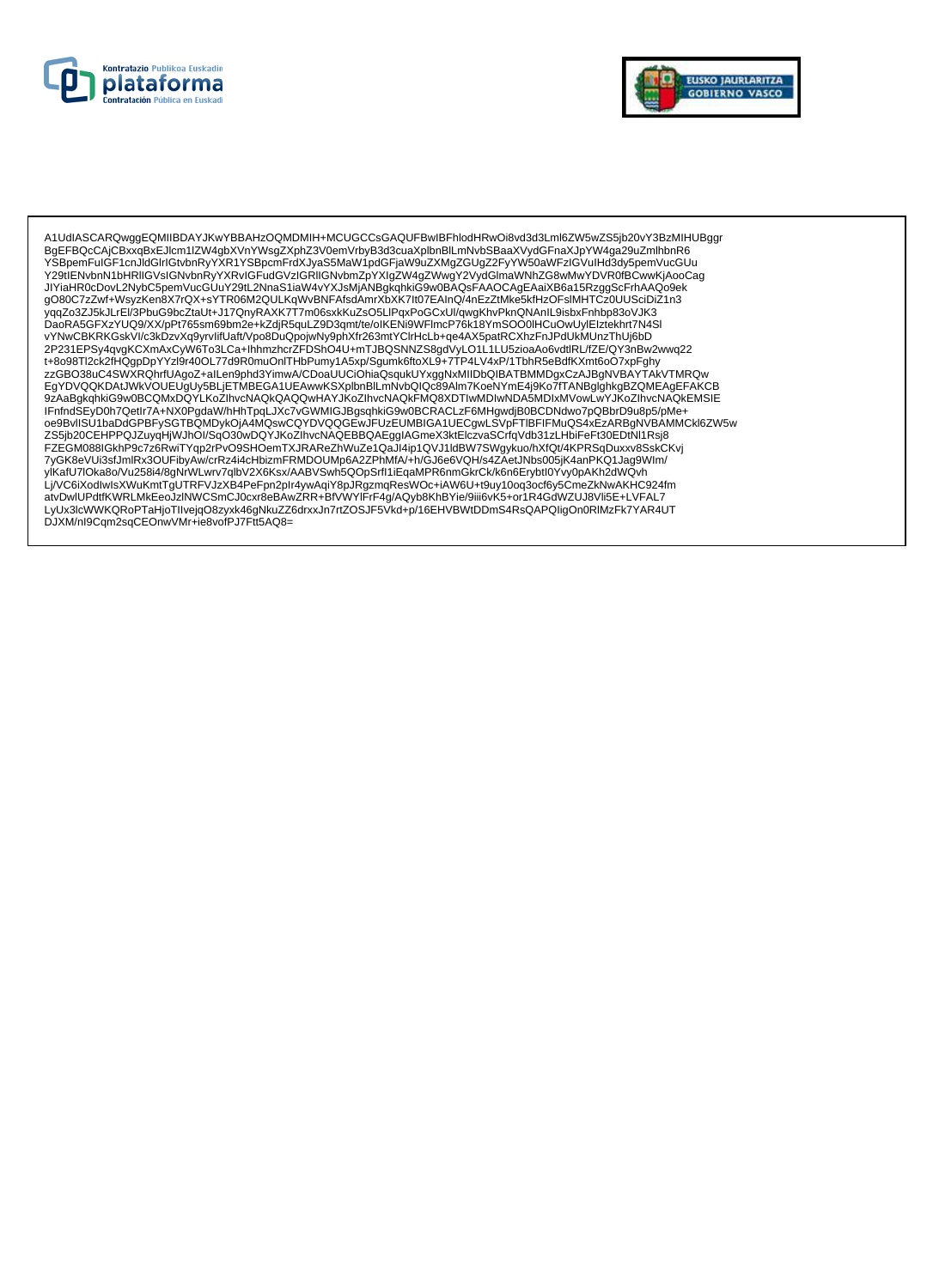A1UdIASCARQwggEQMIIBDAYJKwYBBAHzOQMDMIH+MCUGCCsGAQUFBwIBFhlodHRwOi8vd3d3Lml6ZW5wZS5jb20vY3BzMIHUBggr
BgEFBQcCAjCBxxqBxEJlcm1lZW4gbXVnYWsgZXphZ3V0emVrbyB3d3cuaXplbnBlLmNvbSBaaXVydGFnaXJpYW4ga29uZmlhbnR6
YSBpemFuIGF1cnJldGlrIGtvbnRyYXR1YSBpcmFrdXJyaS5MaW1pdGFjaW9uZXMgZGUgZ2FyYW50aWFzIGVuIHd3dy5pemVucGUu
Y29tIENvbnN1bHRlIGVsIGNvbnRyYXRvIGFudGVzIGRlIGNvbmZpYXIgZW4gZWwgY2VydGlmaWNhZG8wMwYDVR0fBCwwKjAooCag
JIYiaHR0cDovL2NybC5pemVucGUuY29tL2NnaS1iaW4vYXJsMjANBgkqhkiG9w0BAQsFAAOCAgEAaiXB6a15RzggScFrhAAQo9ek
gO80C7zZwf+WsyzKen8X7rQX+sYTR06M2QULKqWvBNFAfsdAmrXbXK7lt07EAInQ/4nEzZtMke5kfHzOFslMHTCz0UUSciDiZ1n3
yqqZo3ZJ5kJLrEl/3PbuG9bcZtaUt+J17QnyRAXK7T7m06sxkKuZsO5LlPqxPoGCxUl/qwgKhvPknQNAnIL9isbxFnhbp83oVJK3
DaoRA5GFXzYUQ9/XX/pPt765sm69bm2e+kZdjR5quLZ9D3qmt/te/oIKENi9WFlmcP76k18YmSOO0lHCuOwUylElztekhrt7N4Sl
vYNwCBKRKGskVl/c3kDzvXq9yrvlifUaft/Vpo8DuQpojwNy9phXfr263mtYClrHcLb+qe4AX5patRCXhzFnJPdUkMUnzThUj6bD
2P231EPSy4qvgKCXmAxCyW6To3LCa+IhhmzhcrZFDShO4U+mTJBQSNNZS8gdVyLO1L1LU5zioaAo6vdtlRL/fZE/QY3nBw2wwq22
t+8o98Tl2ck2fHQgpDpYYzl9r40OL77d9R0muOnlTHbPumy1A5xp/Sgumk6ftoXL9+7TP4LV4xP/1TbhR5eBdfKXmt6oO7xpFghy
zzGBO38uC4SWXRQhrfUAgoZ+alLen9phd3YimwA/CDoaUUCiOhiaQsqukUYxggNxMIIDbQIBATBMMDgxCzAJBgNVBAYTAkVTMRQw
EgYDVQQKDAtJWkVOUEUgUy5BLjETMBEGA1UEAwwKSXplbnBlLmNvbQIQc89Alm7KoeNYmE4j9Ko7fTANBglghkgBZQMEAgEFAKCB
9zAaBgkqhkiG9w0BCQMxDQYLKoZIhvcNAQkQAQQwHAYJKoZIhvcNAQkFMQ8XDTIwMDIwNDA5MDIxMVowLwYJKoZIhvcNAQkEMSIE
IFnfndSEyD0h7QetIr7A+NX0PgdaW/hHhTpqLJXc7vGWMIGJBgsqhkiG9w0BCRACLzF6MHgwdjB0BCDNdwo7pQBbrD9u8p5/pMe+
oe9BvlISU1baDdGPBFySGTBQMDykOjA4MQswCQYDVQQGEwJFUzEUMBIGA1UECgwLSVpFTlBFIFMuQS4xEzARBgNVBAMMCkl6ZW5w
ZS5jb20CEHPPQJZuyqHjWJhOI/SqO30wDQYJKoZIhvcNAQEBBQAEggIAGmeX3ktElczvaSCrfqVdb31zLHbiFeFt30EDtNl1Rsj8
FZEGM088IGkhP9c7z6RwiTYqp2rPvO9SHOemTXJRAReZhWuZe1QaJl4ip1QVJ1ldBW7SWgykuo/hXfQt/4KPRSqDuxxv8SskCKvj
7yGK8eVUi3sfJmlRx3OUFibyAw/crRz4i4cHbizmFRMDOUMp6A2ZPhMfA/+h/GJ6e6VQH/s4ZAetJNbs005jK4anPKQ1Jag9WIm/
ylKafU7lOka8o/Vu258i4/8gNrWLwrv7qlbV2X6Ksx/AABVSwh5QOpSrfI1iEqaMPR6nmGkrCk/k6n6ErybtI0Yvy0pAKh2dWQvh
Lj/VC6iXodIwIsXWuKmtTgUTRFVJzXB4PeFpn2pIr4ywAqiY8pJRgzmqResWOc+iAW6U+t9uy10oq3ocf6y5CmeZkNwAKHC924fm
atvDwlUPdtfKWRLMkEeoJzlNWCSmCJ0cxr8eBAwZRR+BfVWYlFrF4g/AQyb8KhBYie/9iii6vK5+or1R4GdWZUJ8Vli5E+LVFAL7
LyUx3lcWWKQRoPTaHjoTIIvejqO8zyxk46gNkuZZ6drxxJn7rtZOSJF5Vkd+p/16EHVBWtDDmS4RsQAPQIigOn0RlMzFk7YAR4UT
DJXM/nI9Cqm2sqCEOnwVMr+ie8vofPJ7Ftt5AQ8=